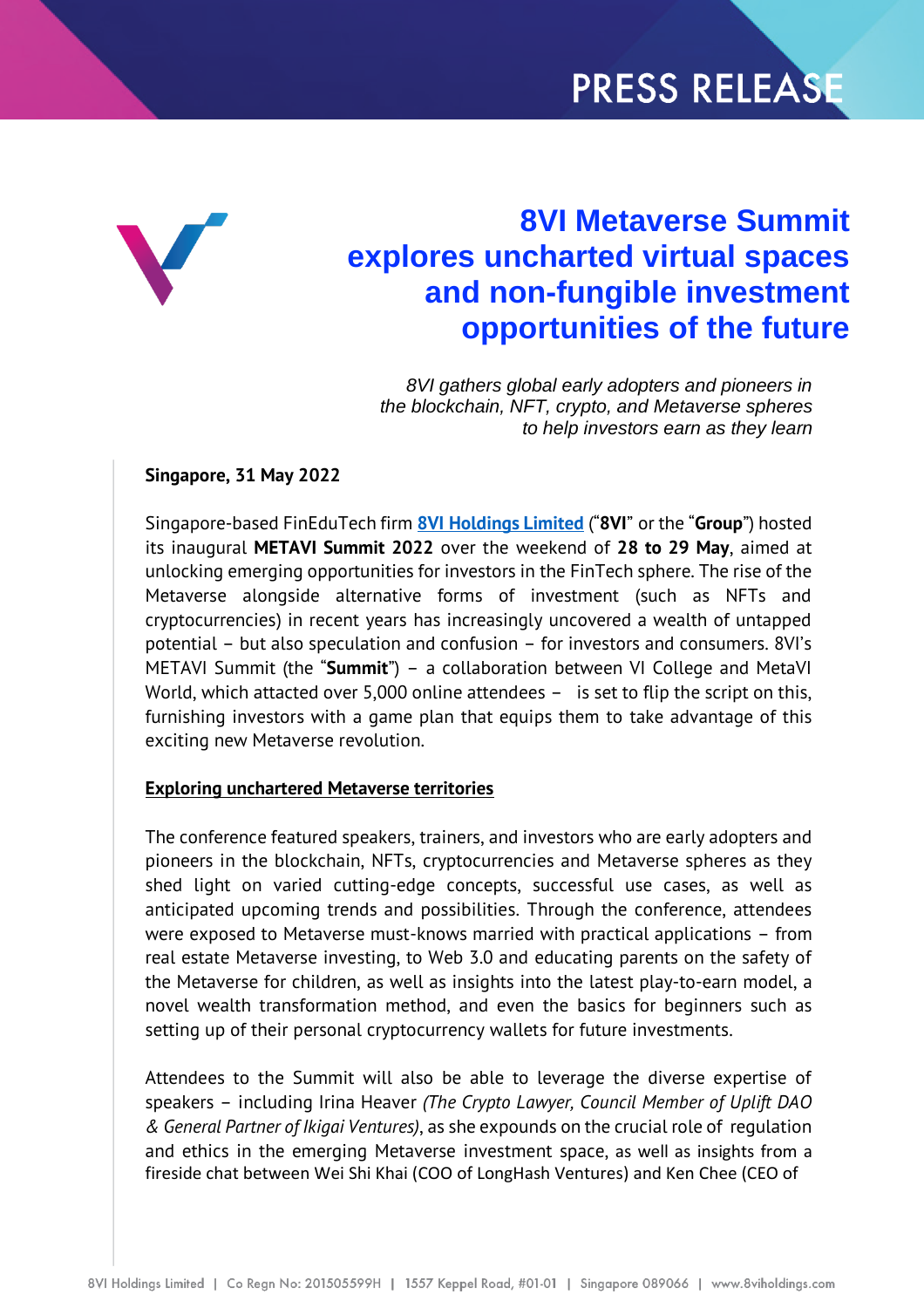PRESS RELEASE

# 8VI Metaverse Summit explores uncharted virtual spaces and non-fungible investment opportunities of the future

*8VI gathers global early adopters and pioneers in the blockchain, NFT, crypto, and Metaverse spheres to help investors earn as they learn*

**Singapore, 31 May 2022**

Singapore-based FinEduTech firm **8VI Holdings Limited** ("**8VI**" or the "**Group**") hosted its inaugural **METAVI Summit 2022** over the weekend of **28 to 29 May**, aimed at unlocking emerging opportunities for investors in the FinTech sphere. The rise of the Metaverse alongside alternative forms of investment (such as NFTs and cryptocurrencies) in recent years has increasingly uncovered a wealth of untapped potential – but also speculation and confusion – for investors and consumers. 8VI's METAVI Summit (the "**Summit**") – a collaboration between VI College and MetaVI World, which attacted over 5,000 online attendees – is set to flip the script on this, furnishing investors with a game plan that equips them to take advantage of this exciting new Metaverse revolution.

## Exploring unchartered Metaverse territories

The conference featured speakers, trainers, and investors who are early adopters and pioneers in the blockchain, NFTs, cryptocurrencies and Metaverse spheres as they shed light on varied cutting-edge concepts, successful use cases, as well as anticipated upcoming trends and possibilities. Through the conference, attendees were exposed to Metaverse must-knows married with practical applications – from real estate Metaverse investing, to Web 3.0 and educating parents on the safety of the Metaverse for children, as well as insights into the latest play-to-earn model, a novel wealth transformation method, and even the basics for beginners such as setting up of their personal cryptocurrency wallets for future investments.

Attendees to the Summit will also be able to leverage the diverse expertise of speakers – including Irina Heaver *(The Crypto Lawyer, Council Member of Uplift DAO & General Partner of Ikigai Ventures)*, as she expounds on the crucial role of regulation and ethics in the emerging Metaverse investment space, as well as insights from a fireside chat between Wei Shi Khai (COO of LongHash Ventures) and Ken Chee (CEO of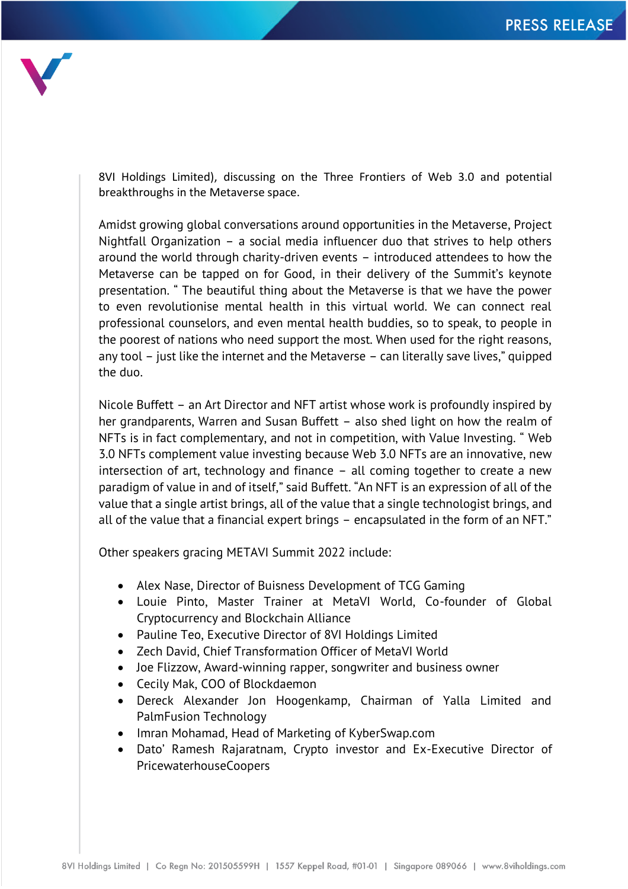8VI Holdings Limited), discussing on the Three Frontiers of Web 3.0 and potential breakthroughs in the Metaverse space.

Amidst growing global conversations around opportunities in the Metaverse, Project Nightfall Organization – a social media influencer duo that strives to help others around the world through charity-driven events – introduced attendees to how the Metaverse can be tapped on for Good, in their delivery of the Summit's keynote presentation. " The beautiful thing about the Metaverse is that we have the power to even revolutionise mental health in this virtual world. We can connect real professional counselors, and even mental health buddies, so to speak, to people in the poorest of nations who need support the most. When used for the right reasons, any tool – just like the internet and the Metaverse – can literally save lives," quipped the duo.

Nicole Buffett – an Art Director and NFT artist whose work is profoundly inspired by her grandparents, Warren and Susan Buffett – also shed light on how the realm of NFTs is in fact complementary, and not in competition, with Value Investing. " Web 3.0 NFTs complement value investing because Web 3.0 NFTs are an innovative, new intersection of art, technology and finance – all coming together to create a new paradigm of value in and of itself," said Buffett. "An NFT is an expression of all of the value that a single artist brings, all of the value that a single technologist brings, and all of the value that a financial expert brings – encapsulated in the form of an NFT."

Other speakers gracing METAVI Summit 2022 include:

- Alex Nase, Director of Buisness Development of TCG Gaming
- Louie Pinto, Master Trainer at MetaVI World, Co-founder of Global Cryptocurrency and Blockchain Alliance
- Pauline Teo, Executive Director of 8VI Holdings Limited
- Zech David, Chief Transformation Officer of MetaVI World
- Joe Flizzow, Award-winning rapper, songwriter and business owner
- Cecily Mak, COO of Blockdaemon
- Dereck Alexander Jon Hoogenkamp, Chairman of Yalla Limited and PalmFusion Technology
- Imran Mohamad, Head of Marketing of KyberSwap.com
- Dato' Ramesh Rajaratnam, Crypto investor and Ex-Executive Director of PricewaterhouseCoopers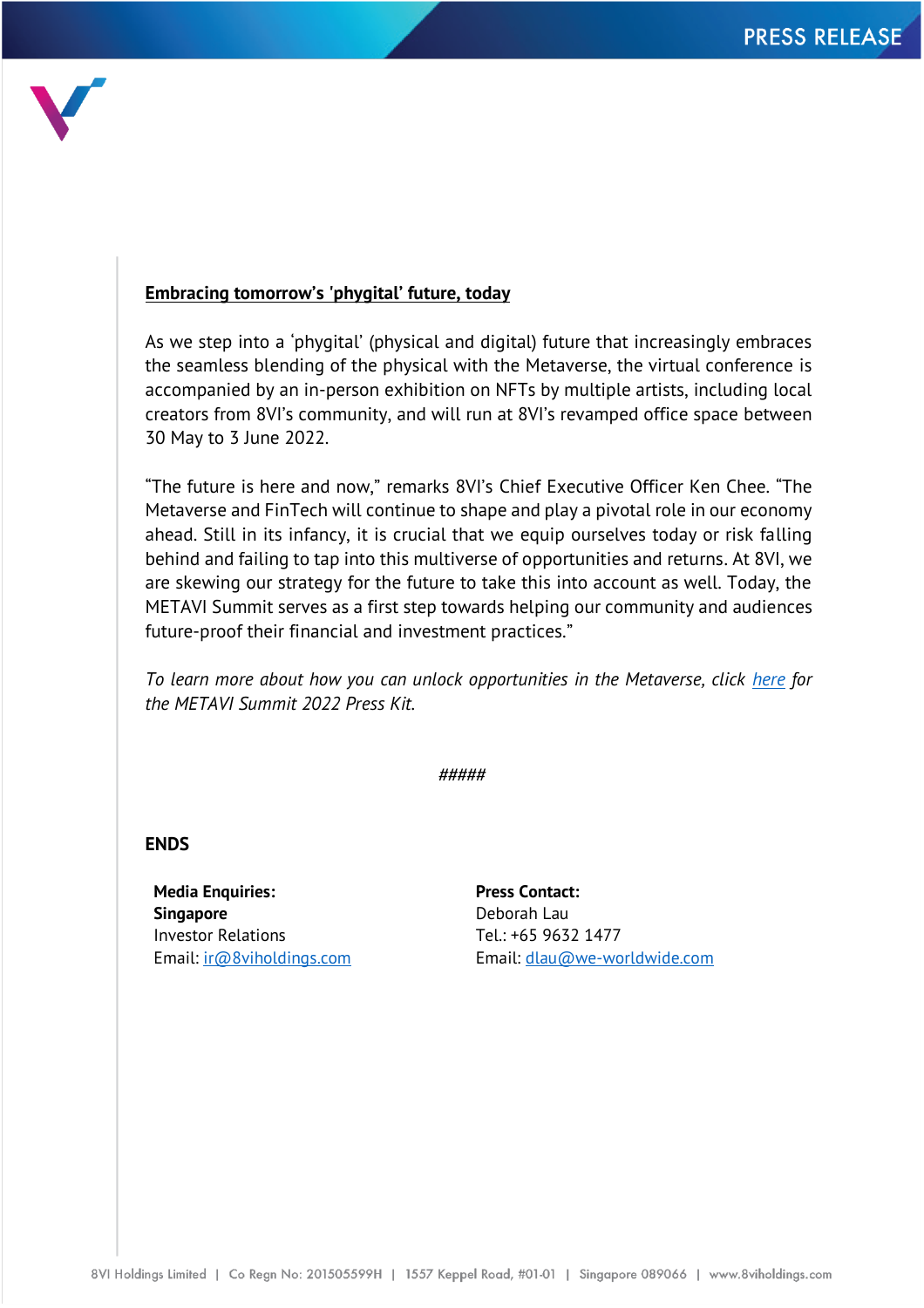**Embracing tomorrow's 'phygital' future, today**

As we step into a 'phygital' (physical and digital) future that increasingly embraces the seamless blending of the physical with the Metaverse, the virtual conference is accompanied by an in-person exhibition on NFTs by multiple artists, including local creators from 8VI's community, and will run at 8VI's revamped office space between 30 May to 3 June 2022.

"The future is here and now," remarks 8VI's Chief Executive Officer Ken Chee. "The Metaverse and FinTech will continue to shape and play a pivotal role in our economy ahead. Still in its infancy, it is crucial that we equip ourselves today or risk falling behind and failing to tap into this multiverse of opportunities and returns. At 8VI, we are skewing our strategy for the future to take this into account as well. Today, the METAVI Summit serves as a first step towards helping our community and audiences future-proof their financial and investment practices."

*To learn more about how you can unlock opportunities in the Metaverse, click here for the METAVI Summit 2022 Press Kit.*

#####

**ENDS**

**Media Enquiries:**
**Singapore**
Investor Relations
Email: ir@8viholdings.com

**Press Contact:**
Deborah Lau
Tel.: +65 9632 1477
Email: dlau@we-worldwide.com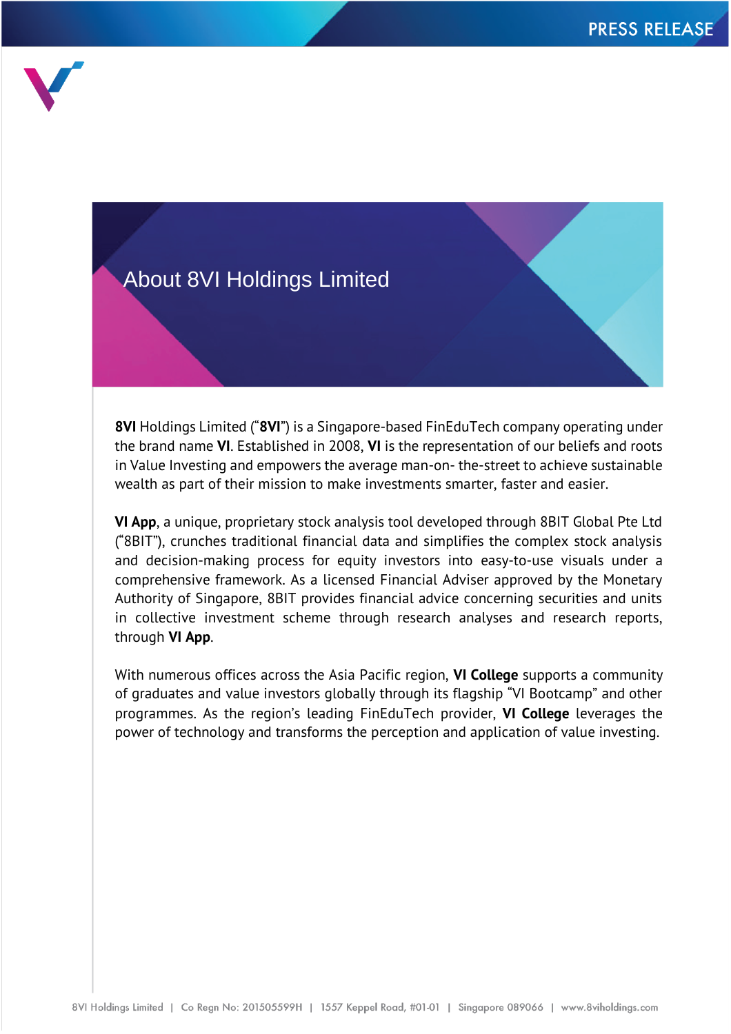# About 8VI Holdings Limited

**8VI** Holdings Limited ("**8VI**") is a Singapore-based FinEduTech company operating under the brand name **VI**. Established in 2008, **VI** is the representation of our beliefs and roots in Value Investing and empowers the average man-on- the-street to achieve sustainable wealth as part of their mission to make investments smarter, faster and easier.

**VI App**, a unique, proprietary stock analysis tool developed through 8BIT Global Pte Ltd ("8BIT"), crunches traditional financial data and simplifies the complex stock analysis and decision-making process for equity investors into easy-to-use visuals under a comprehensive framework. As a licensed Financial Adviser approved by the Monetary Authority of Singapore, 8BIT provides financial advice concerning securities and units in collective investment scheme through research analyses and research reports, through **VI App**.

With numerous offices across the Asia Pacific region, **VI College** supports a community of graduates and value investors globally through its flagship "VI Bootcamp" and other programmes. As the region's leading FinEduTech provider, **VI College** leverages the power of technology and transforms the perception and application of value investing.